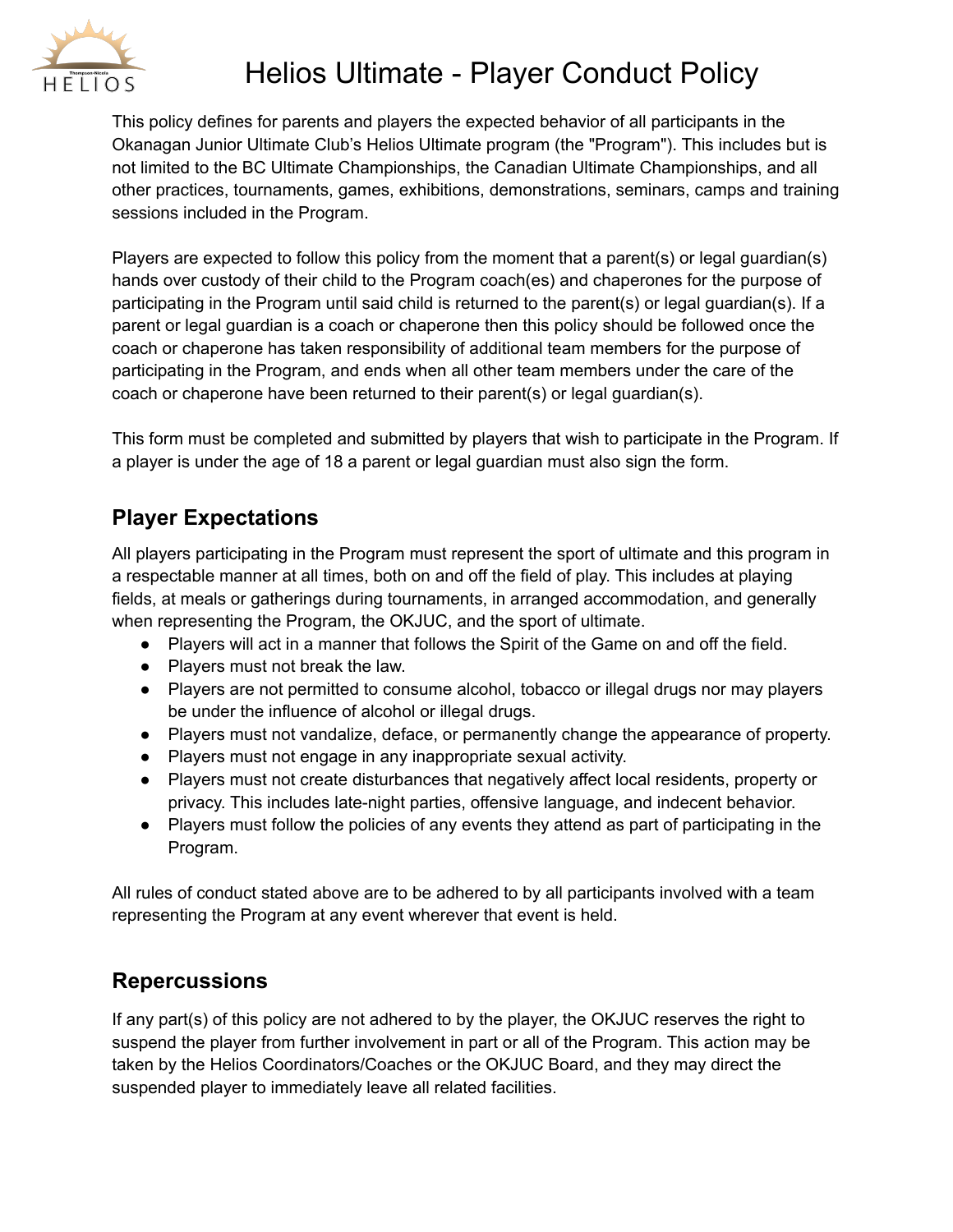# Helios Ultimate - Player Conduct Policy

This policy defines for parents and players the expected behavior of all participants in the Okanagan Junior Ultimate Club's Helios Ultimate program (the "Program"). This includes but is not limited to the BC Ultimate Championships, the Canadian Ultimate Championships, and all other practices, tournaments, games, exhibitions, demonstrations, seminars, camps and training sessions included in the Program.

Players are expected to follow this policy from the moment that a parent(s) or legal guardian(s) hands over custody of their child to the Program coach(es) and chaperones for the purpose of participating in the Program until said child is returned to the parent(s) or legal guardian(s). If a parent or legal guardian is a coach or chaperone then this policy should be followed once the coach or chaperone has taken responsibility of additional team members for the purpose of participating in the Program, and ends when all other team members under the care of the coach or chaperone have been returned to their parent(s) or legal guardian(s).

This form must be completed and submitted by players that wish to participate in the Program. If a player is under the age of 18 a parent or legal guardian must also sign the form.

## Player Expectations

All players participating in the Program must represent the sport of ultimate and this program in a respectable manner at all times, both on and off the field of play. This includes at playing fields, at meals or gatherings during tournaments, in arranged accommodation, and generally when representing the Program, the OKJUC, and the sport of ultimate.

- Players will act in a manner that follows the Spirit of the Game on and off the field.
- Players must not break the law.
- Players are not permitted to consume alcohol, tobacco or illegal drugs nor may players be under the influence of alcohol or illegal drugs.
- Players must not vandalize, deface, or permanently change the appearance of property.
- Players must not engage in any inappropriate sexual activity.
- Players must not create disturbances that negatively affect local residents, property or privacy. This includes late-night parties, offensive language, and indecent behavior.
- Players must follow the policies of any events they attend as part of participating in the Program.

All rules of conduct stated above are to be adhered to by all participants involved with a team representing the Program at any event wherever that event is held.

## Repercussions

If any part(s) of this policy are not adhered to by the player, the OKJUC reserves the right to suspend the player from further involvement in part or all of the Program. This action may be taken by the Helios Coordinators/Coaches or the OKJUC Board, and they may direct the suspended player to immediately leave all related facilities.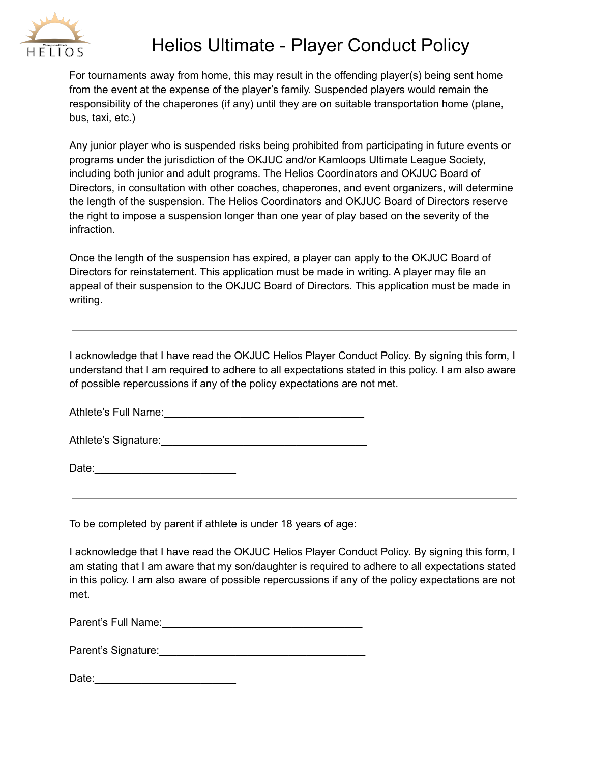For tournaments away from home, this may result in the offending player(s) being sent home from the event at the expense of the player's family. Suspended players would remain the responsibility of the chaperones (if any) until they are on suitable transportation home (plane, bus, taxi, etc.)

Any junior player who is suspended risks being prohibited from participating in future events or programs under the jurisdiction of the OKJUC and/or Kamloops Ultimate League Society, including both junior and adult programs. The Helios Coordinators and OKJUC Board of Directors, in consultation with other coaches, chaperones, and event organizers, will determine the length of the suspension. The Helios Coordinators and OKJUC Board of Directors reserve the right to impose a suspension longer than one year of play based on the severity of the infraction.

Once the length of the suspension has expired, a player can apply to the OKJUC Board of Directors for reinstatement. This application must be made in writing. A player may file an appeal of their suspension to the OKJUC Board of Directors. This application must be made in writing.

---

I acknowledge that I have read the OKJUC Helios Player Conduct Policy. By signing this form, I understand that I am required to adhere to all expectations stated in this policy. I am also aware of possible repercussions if any of the policy expectations are not met.

Athlete's Full Name:___________________________________

Athlete's Signature:____________________________________

Date:________________________

---

To be completed by parent if athlete is under 18 years of age:

I acknowledge that I have read the OKJUC Helios Player Conduct Policy. By signing this form, I am stating that I am aware that my son/daughter is required to adhere to all expectations stated in this policy. I am also aware of possible repercussions if any of the policy expectations are not met.

Parent's Full Name:___________________________________

Parent's Signature:____________________________________

Date:________________________